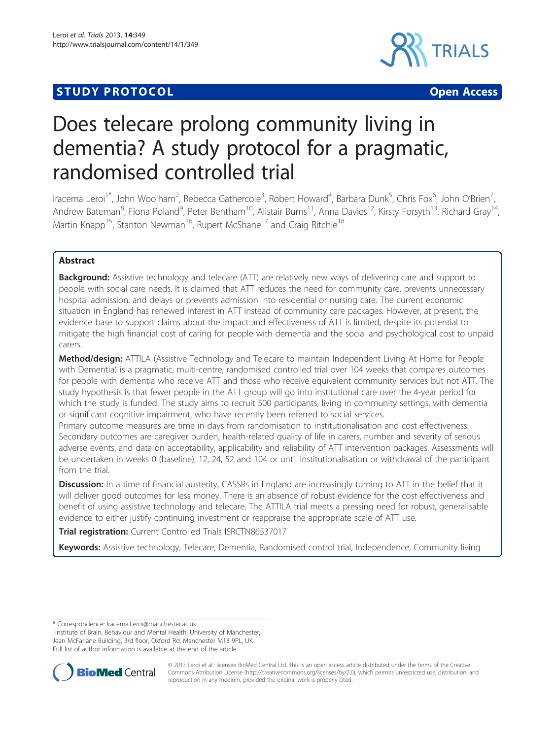STUDY PROTOCOL Open Access

# Does telecare prolong community living in dementia? A study protocol for a pragmatic, randomised controlled trial

Iracema Leroi[1*], John Woolham[2], Rebecca Gathercole[3], Robert Howard[4], Barbara Dunk[5], Chris Fox[6], John O'Brien[7], Andrew Bateman[8], Fiona Poland[9], Peter Bentham[10], Alistair Burns[11], Anna Davies[12], Kirsty Forsyth[13], Richard Gray[14], Martin Knapp[15], Stanton Newman[16], Rupert McShane[17] and Craig Ritchie[18]

## Abstract

**Background:** Assistive technology and telecare (ATT) are relatively new ways of delivering care and support to people with social care needs. It is claimed that ATT reduces the need for community care, prevents unnecessary hospital admission, and delays or prevents admission into residential or nursing care. The current economic situation in England has renewed interest in ATT instead of community care packages. However, at present, the evidence base to support claims about the impact and effectiveness of ATT is limited, despite its potential to mitigate the high financial cost of caring for people with dementia and the social and psychological cost to unpaid carers.

**Method/design:** ATTILA (Assistive Technology and Telecare to maintain Independent Living At Home for People with Dementia) is a pragmatic, multi-centre, randomised controlled trial over 104 weeks that compares outcomes for people with dementia who receive ATT and those who receive equivalent community services but not ATT. The study hypothesis is that fewer people in the ATT group will go into institutional care over the 4-year period for which the study is funded. The study aims to recruit 500 participants, living in community settings, with dementia or significant cognitive impairment, who have recently been referred to social services.

Primary outcome measures are time in days from randomisation to institutionalisation and cost effectiveness. Secondary outcomes are caregiver burden, health-related quality of life in carers, number and severity of serious adverse events, and data on acceptability, applicability and reliability of ATT intervention packages. Assessments will be undertaken in weeks 0 (baseline), 12, 24, 52 and 104 or until institutionalisation or withdrawal of the participant from the trial.

**Discussion:** In a time of financial austerity, CASSRs in England are increasingly turning to ATT in the belief that it will deliver good outcomes for less money. There is an absence of robust evidence for the cost-effectiveness and benefit of using assistive technology and telecare. The ATTILA trial meets a pressing need for robust, generalisable evidence to either justify continuing investment or reappraise the appropriate scale of ATT use.

**Trial registration:** Current Controlled Trials ISRCTN86537017

**Keywords:** Assistive technology, Telecare, Dementia, Randomised control trial, Independence, Community living

\* Correspondence: Iracema.Leroi@manchester.ac.uk
[1]Institute of Brain, Behaviour and Mental Health, University of Manchester, Jean McFarlane Building, 3rd floor, Oxford Rd, Manchester M13 9PL, UK
Full list of author information is available at the end of the article

© 2013 Leroi et al.; licensee BioMed Central Ltd. This is an open access article distributed under the terms of the Creative Commons Attribution License (http://creativecommons.org/licenses/by/2.0), which permits unrestricted use, distribution, and reproduction in any medium, provided the original work is properly cited.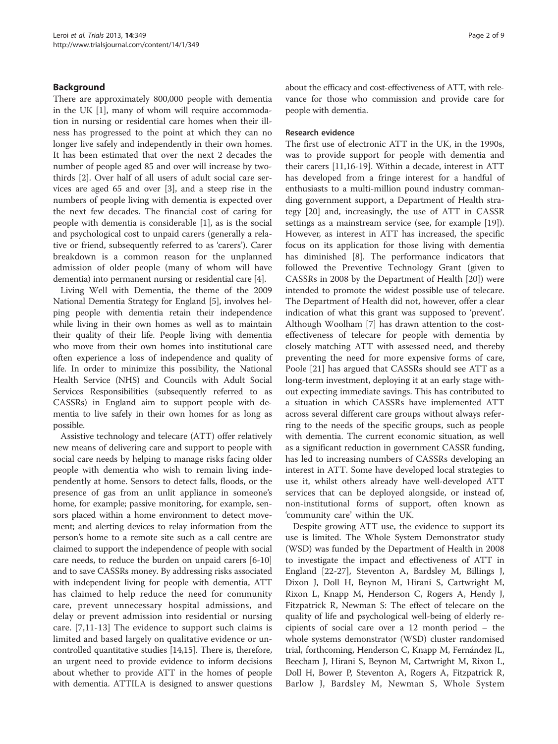## Background

There are approximately 800,000 people with dementia in the UK [1], many of whom will require accommodation in nursing or residential care homes when their illness has progressed to the point at which they can no longer live safely and independently in their own homes. It has been estimated that over the next 2 decades the number of people aged 85 and over will increase by two-thirds [2]. Over half of all users of adult social care services are aged 65 and over [3], and a steep rise in the numbers of people living with dementia is expected over the next few decades. The financial cost of caring for people with dementia is considerable [1], as is the social and psychological cost to unpaid carers (generally a relative or friend, subsequently referred to as 'carers'). Carer breakdown is a common reason for the unplanned admission of older people (many of whom will have dementia) into permanent nursing or residential care [4].

Living Well with Dementia, the theme of the 2009 National Dementia Strategy for England [5], involves helping people with dementia retain their independence while living in their own homes as well as to maintain their quality of their life. People living with dementia who move from their own homes into institutional care often experience a loss of independence and quality of life. In order to minimize this possibility, the National Health Service (NHS) and Councils with Adult Social Services Responsibilities (subsequently referred to as CASSRs) in England aim to support people with dementia to live safely in their own homes for as long as possible.

Assistive technology and telecare (ATT) offer relatively new means of delivering care and support to people with social care needs by helping to manage risks facing older people with dementia who wish to remain living independently at home. Sensors to detect falls, floods, or the presence of gas from an unlit appliance in someone's home, for example; passive monitoring, for example, sensors placed within a home environment to detect movement; and alerting devices to relay information from the person's home to a remote site such as a call centre are claimed to support the independence of people with social care needs, to reduce the burden on unpaid carers [6-10] and to save CASSRs money. By addressing risks associated with independent living for people with dementia, ATT has claimed to help reduce the need for community care, prevent unnecessary hospital admissions, and delay or prevent admission into residential or nursing care. [7,11-13] The evidence to support such claims is limited and based largely on qualitative evidence or uncontrolled quantitative studies [14,15]. There is, therefore, an urgent need to provide evidence to inform decisions about whether to provide ATT in the homes of people with dementia. ATTILA is designed to answer questions about the efficacy and cost-effectiveness of ATT, with relevance for those who commission and provide care for people with dementia.

### Research evidence

The first use of electronic ATT in the UK, in the 1990s, was to provide support for people with dementia and their carers [11,16-19]. Within a decade, interest in ATT has developed from a fringe interest for a handful of enthusiasts to a multi-million pound industry commanding government support, a Department of Health strategy [20] and, increasingly, the use of ATT in CASSR settings as a mainstream service (see, for example [19]). However, as interest in ATT has increased, the specific focus on its application for those living with dementia has diminished [8]. The performance indicators that followed the Preventive Technology Grant (given to CASSRs in 2008 by the Department of Health [20]) were intended to promote the widest possible use of telecare. The Department of Health did not, however, offer a clear indication of what this grant was supposed to 'prevent'. Although Woolham [7] has drawn attention to the cost-effectiveness of telecare for people with dementia by closely matching ATT with assessed need, and thereby preventing the need for more expensive forms of care, Poole [21] has argued that CASSRs should see ATT as a long-term investment, deploying it at an early stage without expecting immediate savings. This has contributed to a situation in which CASSRs have implemented ATT across several different care groups without always referring to the needs of the specific groups, such as people with dementia. The current economic situation, as well as a significant reduction in government CASSR funding, has led to increasing numbers of CASSRs developing an interest in ATT. Some have developed local strategies to use it, whilst others already have well-developed ATT services that can be deployed alongside, or instead of, non-institutional forms of support, often known as 'community care' within the UK.

Despite growing ATT use, the evidence to support its use is limited. The Whole System Demonstrator study (WSD) was funded by the Department of Health in 2008 to investigate the impact and effectiveness of ATT in England [22-27], Steventon A, Bardsley M, Billings J, Dixon J, Doll H, Beynon M, Hirani S, Cartwright M, Rixon L, Knapp M, Henderson C, Rogers A, Hendy J, Fitzpatrick R, Newman S: The effect of telecare on the quality of life and psychological well-being of elderly recipients of social care over a 12 month period – the whole systems demonstrator (WSD) cluster randomised trial, forthcoming, Henderson C, Knapp M, Fernández JL, Beecham J, Hirani S, Beynon M, Cartwright M, Rixon L, Doll H, Bower P, Steventon A, Rogers A, Fitzpatrick R, Barlow J, Bardsley M, Newman S, Whole System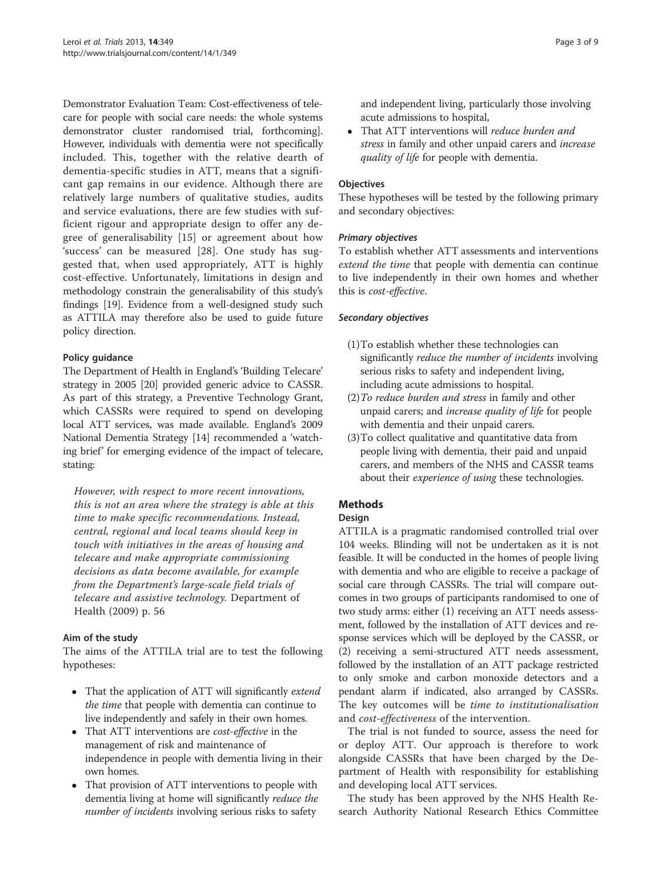Demonstrator Evaluation Team: Cost-effectiveness of telecare for people with social care needs: the whole systems demonstrator cluster randomised trial, forthcoming]. However, individuals with dementia were not specifically included. This, together with the relative dearth of dementia-specific studies in ATT, means that a significant gap remains in our evidence. Although there are relatively large numbers of qualitative studies, audits and service evaluations, there are few studies with sufficient rigour and appropriate design to offer any degree of generalisability [15] or agreement about how 'success' can be measured [28]. One study has suggested that, when used appropriately, ATT is highly cost-effective. Unfortunately, limitations in design and methodology constrain the generalisability of this study's findings [19]. Evidence from a well-designed study such as ATTILA may therefore also be used to guide future policy direction.

### Policy guidance

The Department of Health in England's 'Building Telecare' strategy in 2005 [20] provided generic advice to CASSR. As part of this strategy, a Preventive Technology Grant, which CASSRs were required to spend on developing local ATT services, was made available. England's 2009 National Dementia Strategy [14] recommended a 'watching brief' for emerging evidence of the impact of telecare, stating:

> *However, with respect to more recent innovations, this is not an area where the strategy is able at this time to make specific recommendations. Instead, central, regional and local teams should keep in touch with initiatives in the areas of housing and telecare and make appropriate commissioning decisions as data become available, for example from the Department's large-scale field trials of telecare and assistive technology.* Department of Health (2009) p. 56

### Aim of the study

The aims of the ATTILA trial are to test the following hypotheses:

- That the application of ATT will significantly *extend the time* that people with dementia can continue to live independently and safely in their own homes.
- That ATT interventions are *cost-effective* in the management of risk and maintenance of independence in people with dementia living in their own homes.
- That provision of ATT interventions to people with dementia living at home will significantly *reduce the number of incidents* involving serious risks to safety and independent living, particularly those involving acute admissions to hospital,
- That ATT interventions will *reduce burden and stress* in family and other unpaid carers and *increase quality of life* for people with dementia.

### Objectives

These hypotheses will be tested by the following primary and secondary objectives:

#### *Primary objectives*

To establish whether ATT assessments and interventions *extend the time* that people with dementia can continue to live independently in their own homes and whether this is *cost-effective*.

#### *Secondary objectives*

(1) To establish whether these technologies can significantly *reduce the number of incidents* involving serious risks to safety and independent living, including acute admissions to hospital.

(2) *To reduce burden and stress* in family and other unpaid carers; and *increase quality of life* for people with dementia and their unpaid carers.

(3) To collect qualitative and quantitative data from people living with dementia, their paid and unpaid carers, and members of the NHS and CASSR teams about their *experience of using* these technologies.

## Methods

### Design

ATTILA is a pragmatic randomised controlled trial over 104 weeks. Blinding will not be undertaken as it is not feasible. It will be conducted in the homes of people living with dementia and who are eligible to receive a package of social care through CASSRs. The trial will compare outcomes in two groups of participants randomised to one of two study arms: either (1) receiving an ATT needs assessment, followed by the installation of ATT devices and response services which will be deployed by the CASSR, or (2) receiving a semi-structured ATT needs assessment, followed by the installation of an ATT package restricted to only smoke and carbon monoxide detectors and a pendant alarm if indicated, also arranged by CASSRs. The key outcomes will be *time to institutionalisation* and *cost-effectiveness* of the intervention.

The trial is not funded to source, assess the need for or deploy ATT. Our approach is therefore to work alongside CASSRs that have been charged by the Department of Health with responsibility for establishing and developing local ATT services.

The study has been approved by the NHS Health Research Authority National Research Ethics Committee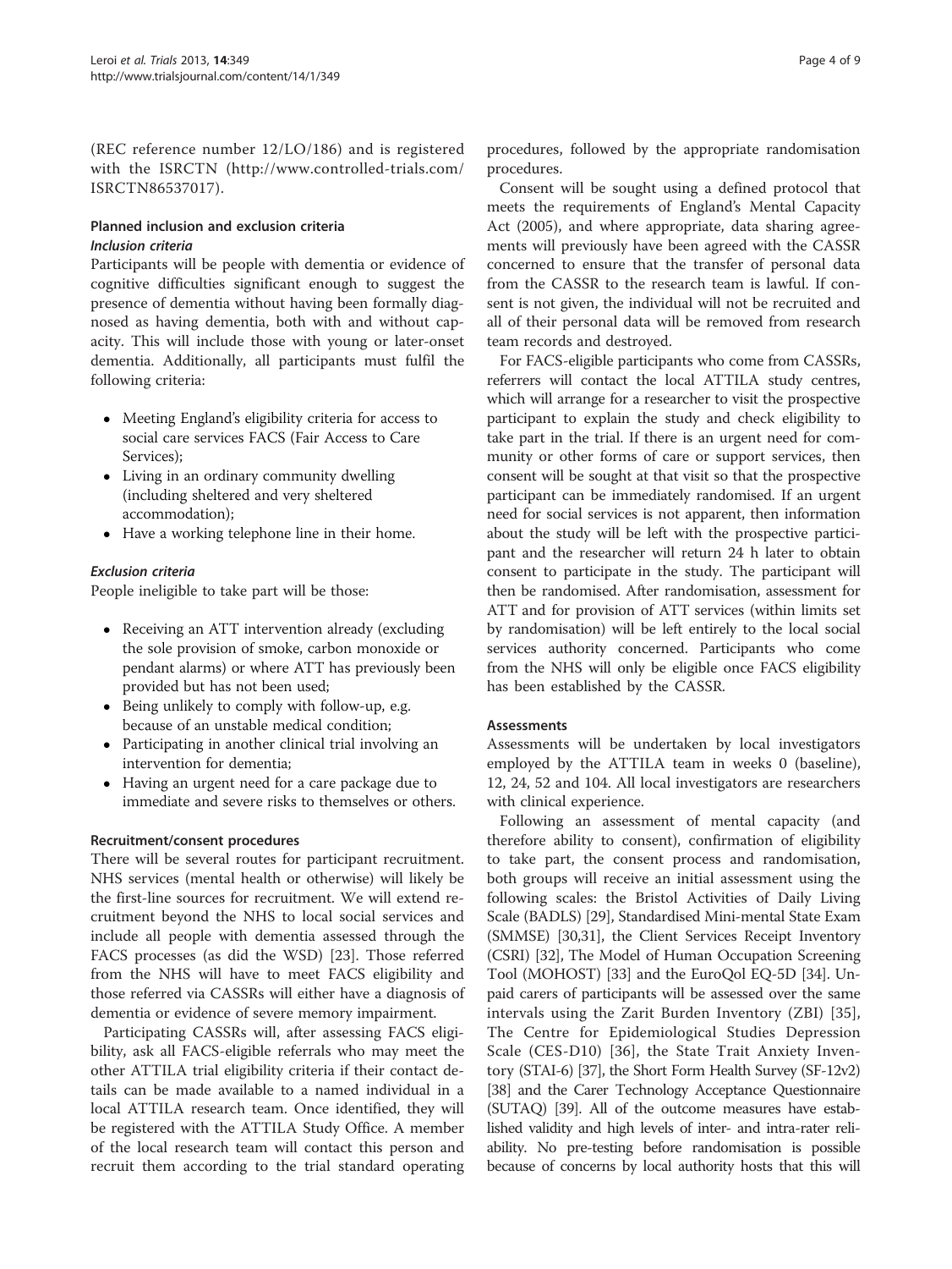(REC reference number 12/LO/186) and is registered with the ISRCTN (http://www.controlled-trials.com/ISRCTN86537017).

## Planned inclusion and exclusion criteria

### *Inclusion criteria*

Participants will be people with dementia or evidence of cognitive difficulties significant enough to suggest the presence of dementia without having been formally diagnosed as having dementia, both with and without capacity. This will include those with young or later-onset dementia. Additionally, all participants must fulfil the following criteria:

- Meeting England's eligibility criteria for access to social care services FACS (Fair Access to Care Services);
- Living in an ordinary community dwelling (including sheltered and very sheltered accommodation);
- Have a working telephone line in their home.

### *Exclusion criteria*

People ineligible to take part will be those:

- Receiving an ATT intervention already (excluding the sole provision of smoke, carbon monoxide or pendant alarms) or where ATT has previously been provided but has not been used;
- Being unlikely to comply with follow-up, e.g. because of an unstable medical condition;
- Participating in another clinical trial involving an intervention for dementia;
- Having an urgent need for a care package due to immediate and severe risks to themselves or others.

## Recruitment/consent procedures

There will be several routes for participant recruitment. NHS services (mental health or otherwise) will likely be the first-line sources for recruitment. We will extend recruitment beyond the NHS to local social services and include all people with dementia assessed through the FACS processes (as did the WSD) [23]. Those referred from the NHS will have to meet FACS eligibility and those referred via CASSRs will either have a diagnosis of dementia or evidence of severe memory impairment.

Participating CASSRs will, after assessing FACS eligibility, ask all FACS-eligible referrals who may meet the other ATTILA trial eligibility criteria if their contact details can be made available to a named individual in a local ATTILA research team. Once identified, they will be registered with the ATTILA Study Office. A member of the local research team will contact this person and recruit them according to the trial standard operating procedures, followed by the appropriate randomisation procedures.

Consent will be sought using a defined protocol that meets the requirements of England's Mental Capacity Act (2005), and where appropriate, data sharing agreements will previously have been agreed with the CASSR concerned to ensure that the transfer of personal data from the CASSR to the research team is lawful. If consent is not given, the individual will not be recruited and all of their personal data will be removed from research team records and destroyed.

For FACS-eligible participants who come from CASSRs, referrers will contact the local ATTILA study centres, which will arrange for a researcher to visit the prospective participant to explain the study and check eligibility to take part in the trial. If there is an urgent need for community or other forms of care or support services, then consent will be sought at that visit so that the prospective participant can be immediately randomised. If an urgent need for social services is not apparent, then information about the study will be left with the prospective participant and the researcher will return 24 h later to obtain consent to participate in the study. The participant will then be randomised. After randomisation, assessment for ATT and for provision of ATT services (within limits set by randomisation) will be left entirely to the local social services authority concerned. Participants who come from the NHS will only be eligible once FACS eligibility has been established by the CASSR.

## Assessments

Assessments will be undertaken by local investigators employed by the ATTILA team in weeks 0 (baseline), 12, 24, 52 and 104. All local investigators are researchers with clinical experience.

Following an assessment of mental capacity (and therefore ability to consent), confirmation of eligibility to take part, the consent process and randomisation, both groups will receive an initial assessment using the following scales: the Bristol Activities of Daily Living Scale (BADLS) [29], Standardised Mini-mental State Exam (SMMSE) [30,31], the Client Services Receipt Inventory (CSRI) [32], The Model of Human Occupation Screening Tool (MOHOST) [33] and the EuroQol EQ-5D [34]. Unpaid carers of participants will be assessed over the same intervals using the Zarit Burden Inventory (ZBI) [35], The Centre for Epidemiological Studies Depression Scale (CES-D10) [36], the State Trait Anxiety Inventory (STAI-6) [37], the Short Form Health Survey (SF-12v2) [38] and the Carer Technology Acceptance Questionnaire (SUTAQ) [39]. All of the outcome measures have established validity and high levels of inter- and intra-rater reliability. No pre-testing before randomisation is possible because of concerns by local authority hosts that this will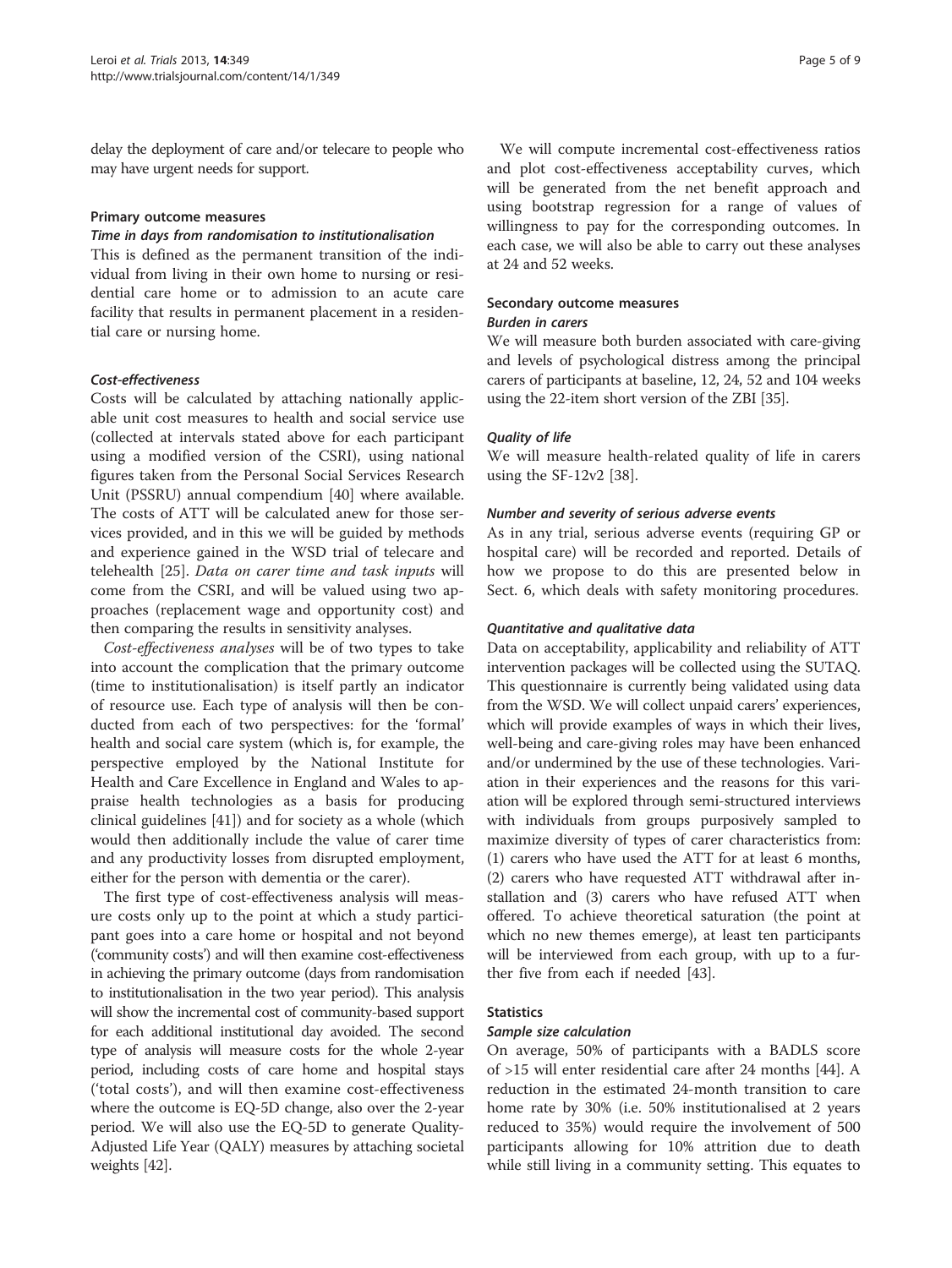delay the deployment of care and/or telecare to people who may have urgent needs for support.

### Primary outcome measures

#### *Time in days from randomisation to institutionalisation*

This is defined as the permanent transition of the individual from living in their own home to nursing or residential care home or to admission to an acute care facility that results in permanent placement in a residential care or nursing home.

#### *Cost-effectiveness*

Costs will be calculated by attaching nationally applicable unit cost measures to health and social service use (collected at intervals stated above for each participant using a modified version of the CSRI), using national figures taken from the Personal Social Services Research Unit (PSSRU) annual compendium [40] where available. The costs of ATT will be calculated anew for those services provided, and in this we will be guided by methods and experience gained in the WSD trial of telecare and telehealth [25]. *Data on carer time and task inputs* will come from the CSRI, and will be valued using two approaches (replacement wage and opportunity cost) and then comparing the results in sensitivity analyses.

*Cost-effectiveness analyses* will be of two types to take into account the complication that the primary outcome (time to institutionalisation) is itself partly an indicator of resource use. Each type of analysis will then be conducted from each of two perspectives: for the 'formal' health and social care system (which is, for example, the perspective employed by the National Institute for Health and Care Excellence in England and Wales to appraise health technologies as a basis for producing clinical guidelines [41]) and for society as a whole (which would then additionally include the value of carer time and any productivity losses from disrupted employment, either for the person with dementia or the carer).

The first type of cost-effectiveness analysis will measure costs only up to the point at which a study participant goes into a care home or hospital and not beyond ('community costs') and will then examine cost-effectiveness in achieving the primary outcome (days from randomisation to institutionalisation in the two year period). This analysis will show the incremental cost of community-based support for each additional institutional day avoided. The second type of analysis will measure costs for the whole 2-year period, including costs of care home and hospital stays ('total costs'), and will then examine cost-effectiveness where the outcome is EQ-5D change, also over the 2-year period. We will also use the EQ-5D to generate Quality-Adjusted Life Year (QALY) measures by attaching societal weights [42].

We will compute incremental cost-effectiveness ratios and plot cost-effectiveness acceptability curves, which will be generated from the net benefit approach and using bootstrap regression for a range of values of willingness to pay for the corresponding outcomes. In each case, we will also be able to carry out these analyses at 24 and 52 weeks.

### Secondary outcome measures

#### *Burden in carers*

We will measure both burden associated with care-giving and levels of psychological distress among the principal carers of participants at baseline, 12, 24, 52 and 104 weeks using the 22-item short version of the ZBI [35].

#### *Quality of life*

We will measure health-related quality of life in carers using the SF-12v2 [38].

#### *Number and severity of serious adverse events*

As in any trial, serious adverse events (requiring GP or hospital care) will be recorded and reported. Details of how we propose to do this are presented below in Sect. 6, which deals with safety monitoring procedures.

#### *Quantitative and qualitative data*

Data on acceptability, applicability and reliability of ATT intervention packages will be collected using the SUTAQ. This questionnaire is currently being validated using data from the WSD. We will collect unpaid carers' experiences, which will provide examples of ways in which their lives, well-being and care-giving roles may have been enhanced and/or undermined by the use of these technologies. Variation in their experiences and the reasons for this variation will be explored through semi-structured interviews with individuals from groups purposively sampled to maximize diversity of types of carer characteristics from: (1) carers who have used the ATT for at least 6 months, (2) carers who have requested ATT withdrawal after installation and (3) carers who have refused ATT when offered. To achieve theoretical saturation (the point at which no new themes emerge), at least ten participants will be interviewed from each group, with up to a further five from each if needed [43].

### Statistics

#### *Sample size calculation*

On average, 50% of participants with a BADLS score of >15 will enter residential care after 24 months [44]. A reduction in the estimated 24-month transition to care home rate by 30% (i.e. 50% institutionalised at 2 years reduced to 35%) would require the involvement of 500 participants allowing for 10% attrition due to death while still living in a community setting. This equates to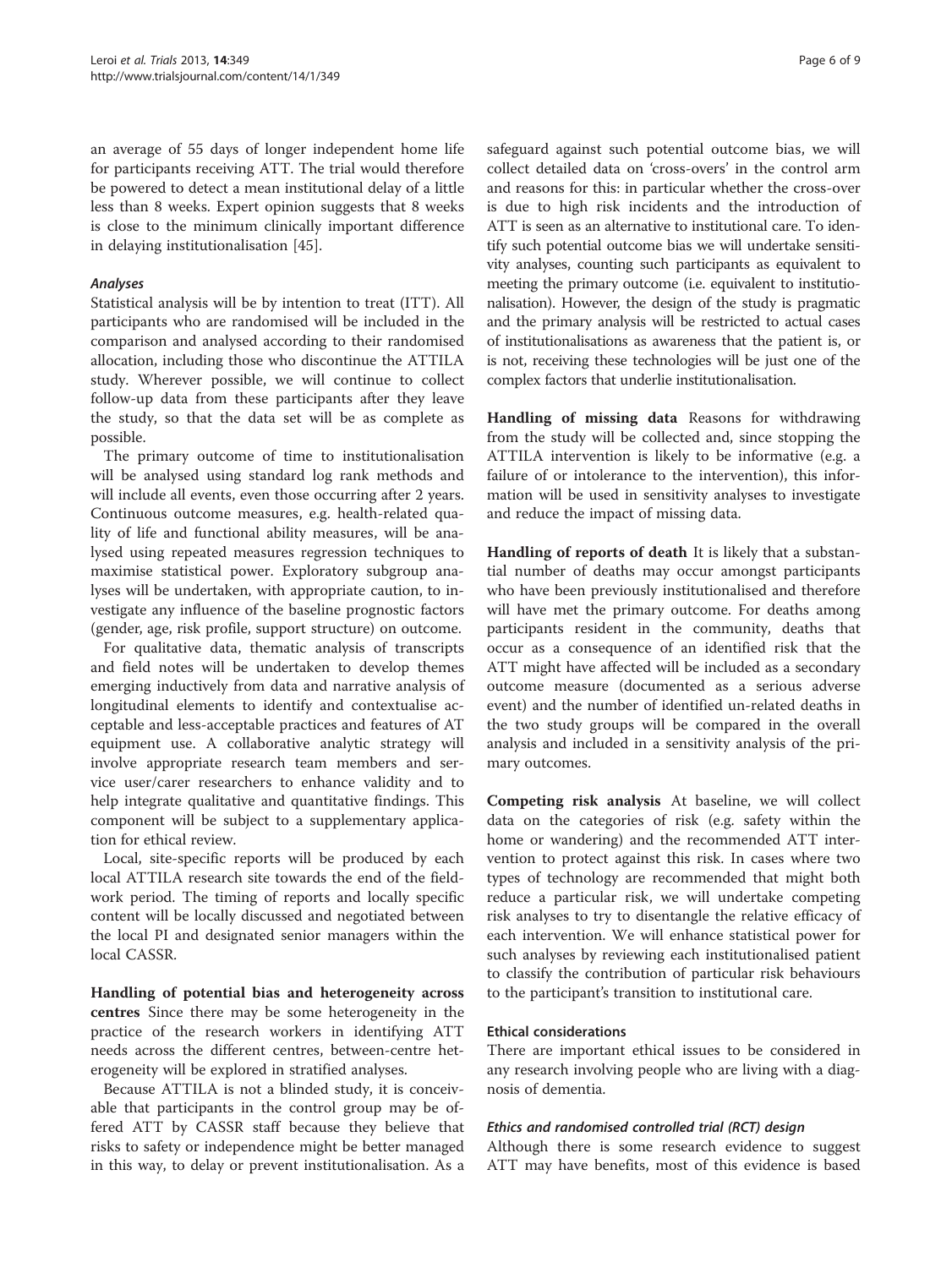an average of 55 days of longer independent home life for participants receiving ATT. The trial would therefore be powered to detect a mean institutional delay of a little less than 8 weeks. Expert opinion suggests that 8 weeks is close to the minimum clinically important difference in delaying institutionalisation [45].

#### *Analyses*

Statistical analysis will be by intention to treat (ITT). All participants who are randomised will be included in the comparison and analysed according to their randomised allocation, including those who discontinue the ATTILA study. Wherever possible, we will continue to collect follow-up data from these participants after they leave the study, so that the data set will be as complete as possible.

The primary outcome of time to institutionalisation will be analysed using standard log rank methods and will include all events, even those occurring after 2 years. Continuous outcome measures, e.g. health-related quality of life and functional ability measures, will be analysed using repeated measures regression techniques to maximise statistical power. Exploratory subgroup analyses will be undertaken, with appropriate caution, to investigate any influence of the baseline prognostic factors (gender, age, risk profile, support structure) on outcome.

For qualitative data, thematic analysis of transcripts and field notes will be undertaken to develop themes emerging inductively from data and narrative analysis of longitudinal elements to identify and contextualise acceptable and less-acceptable practices and features of AT equipment use. A collaborative analytic strategy will involve appropriate research team members and service user/carer researchers to enhance validity and to help integrate qualitative and quantitative findings. This component will be subject to a supplementary application for ethical review.

Local, site-specific reports will be produced by each local ATTILA research site towards the end of the fieldwork period. The timing of reports and locally specific content will be locally discussed and negotiated between the local PI and designated senior managers within the local CASSR.

**Handling of potential bias and heterogeneity across centres** Since there may be some heterogeneity in the practice of the research workers in identifying ATT needs across the different centres, between-centre heterogeneity will be explored in stratified analyses.

Because ATTILA is not a blinded study, it is conceivable that participants in the control group may be offered ATT by CASSR staff because they believe that risks to safety or independence might be better managed in this way, to delay or prevent institutionalisation. As a safeguard against such potential outcome bias, we will collect detailed data on 'cross-overs' in the control arm and reasons for this: in particular whether the cross-over is due to high risk incidents and the introduction of ATT is seen as an alternative to institutional care. To identify such potential outcome bias we will undertake sensitivity analyses, counting such participants as equivalent to meeting the primary outcome (i.e. equivalent to institutionalisation). However, the design of the study is pragmatic and the primary analysis will be restricted to actual cases of institutionalisations as awareness that the patient is, or is not, receiving these technologies will be just one of the complex factors that underlie institutionalisation.

**Handling of missing data** Reasons for withdrawing from the study will be collected and, since stopping the ATTILA intervention is likely to be informative (e.g. a failure of or intolerance to the intervention), this information will be used in sensitivity analyses to investigate and reduce the impact of missing data.

**Handling of reports of death** It is likely that a substantial number of deaths may occur amongst participants who have been previously institutionalised and therefore will have met the primary outcome. For deaths among participants resident in the community, deaths that occur as a consequence of an identified risk that the ATT might have affected will be included as a secondary outcome measure (documented as a serious adverse event) and the number of identified un-related deaths in the two study groups will be compared in the overall analysis and included in a sensitivity analysis of the primary outcomes.

**Competing risk analysis** At baseline, we will collect data on the categories of risk (e.g. safety within the home or wandering) and the recommended ATT intervention to protect against this risk. In cases where two types of technology are recommended that might both reduce a particular risk, we will undertake competing risk analyses to try to disentangle the relative efficacy of each intervention. We will enhance statistical power for such analyses by reviewing each institutionalised patient to classify the contribution of particular risk behaviours to the participant's transition to institutional care.

### Ethical considerations

There are important ethical issues to be considered in any research involving people who are living with a diagnosis of dementia.

#### *Ethics and randomised controlled trial (RCT) design*

Although there is some research evidence to suggest ATT may have benefits, most of this evidence is based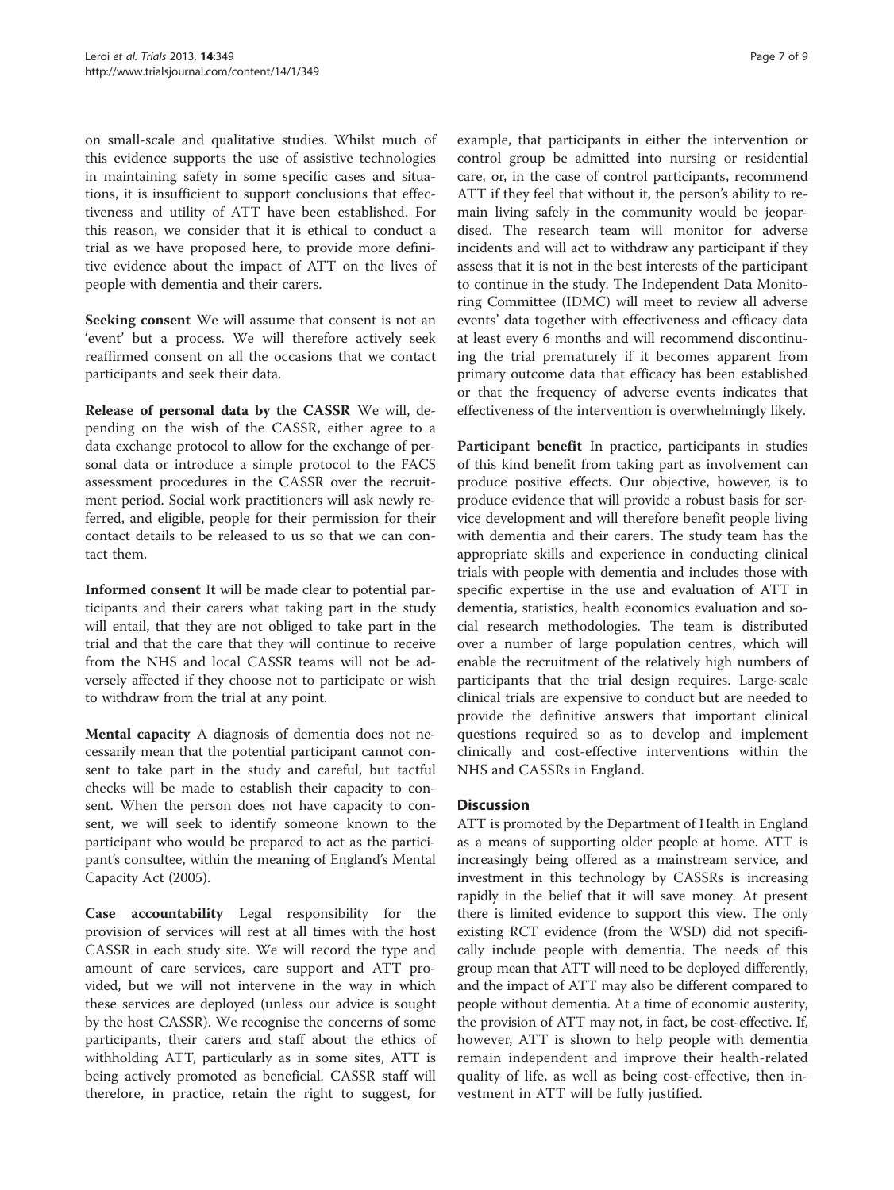on small-scale and qualitative studies. Whilst much of this evidence supports the use of assistive technologies in maintaining safety in some specific cases and situations, it is insufficient to support conclusions that effectiveness and utility of ATT have been established. For this reason, we consider that it is ethical to conduct a trial as we have proposed here, to provide more definitive evidence about the impact of ATT on the lives of people with dementia and their carers.

**Seeking consent** We will assume that consent is not an 'event' but a process. We will therefore actively seek reaffirmed consent on all the occasions that we contact participants and seek their data.

**Release of personal data by the CASSR** We will, depending on the wish of the CASSR, either agree to a data exchange protocol to allow for the exchange of personal data or introduce a simple protocol to the FACS assessment procedures in the CASSR over the recruitment period. Social work practitioners will ask newly referred, and eligible, people for their permission for their contact details to be released to us so that we can contact them.

**Informed consent** It will be made clear to potential participants and their carers what taking part in the study will entail, that they are not obliged to take part in the trial and that the care that they will continue to receive from the NHS and local CASSR teams will not be adversely affected if they choose not to participate or wish to withdraw from the trial at any point.

**Mental capacity** A diagnosis of dementia does not necessarily mean that the potential participant cannot consent to take part in the study and careful, but tactful checks will be made to establish their capacity to consent. When the person does not have capacity to consent, we will seek to identify someone known to the participant who would be prepared to act as the participant's consultee, within the meaning of England's Mental Capacity Act (2005).

**Case accountability** Legal responsibility for the provision of services will rest at all times with the host CASSR in each study site. We will record the type and amount of care services, care support and ATT provided, but we will not intervene in the way in which these services are deployed (unless our advice is sought by the host CASSR). We recognise the concerns of some participants, their carers and staff about the ethics of withholding ATT, particularly as in some sites, ATT is being actively promoted as beneficial. CASSR staff will therefore, in practice, retain the right to suggest, for example, that participants in either the intervention or control group be admitted into nursing or residential care, or, in the case of control participants, recommend ATT if they feel that without it, the person's ability to remain living safely in the community would be jeopardised. The research team will monitor for adverse incidents and will act to withdraw any participant if they assess that it is not in the best interests of the participant to continue in the study. The Independent Data Monitoring Committee (IDMC) will meet to review all adverse events' data together with effectiveness and efficacy data at least every 6 months and will recommend discontinuing the trial prematurely if it becomes apparent from primary outcome data that efficacy has been established or that the frequency of adverse events indicates that effectiveness of the intervention is overwhelmingly likely.

**Participant benefit** In practice, participants in studies of this kind benefit from taking part as involvement can produce positive effects. Our objective, however, is to produce evidence that will provide a robust basis for service development and will therefore benefit people living with dementia and their carers. The study team has the appropriate skills and experience in conducting clinical trials with people with dementia and includes those with specific expertise in the use and evaluation of ATT in dementia, statistics, health economics evaluation and social research methodologies. The team is distributed over a number of large population centres, which will enable the recruitment of the relatively high numbers of participants that the trial design requires. Large-scale clinical trials are expensive to conduct but are needed to provide the definitive answers that important clinical questions required so as to develop and implement clinically and cost-effective interventions within the NHS and CASSRs in England.

## Discussion

ATT is promoted by the Department of Health in England as a means of supporting older people at home. ATT is increasingly being offered as a mainstream service, and investment in this technology by CASSRs is increasing rapidly in the belief that it will save money. At present there is limited evidence to support this view. The only existing RCT evidence (from the WSD) did not specifically include people with dementia. The needs of this group mean that ATT will need to be deployed differently, and the impact of ATT may also be different compared to people without dementia. At a time of economic austerity, the provision of ATT may not, in fact, be cost-effective. If, however, ATT is shown to help people with dementia remain independent and improve their health-related quality of life, as well as being cost-effective, then investment in ATT will be fully justified.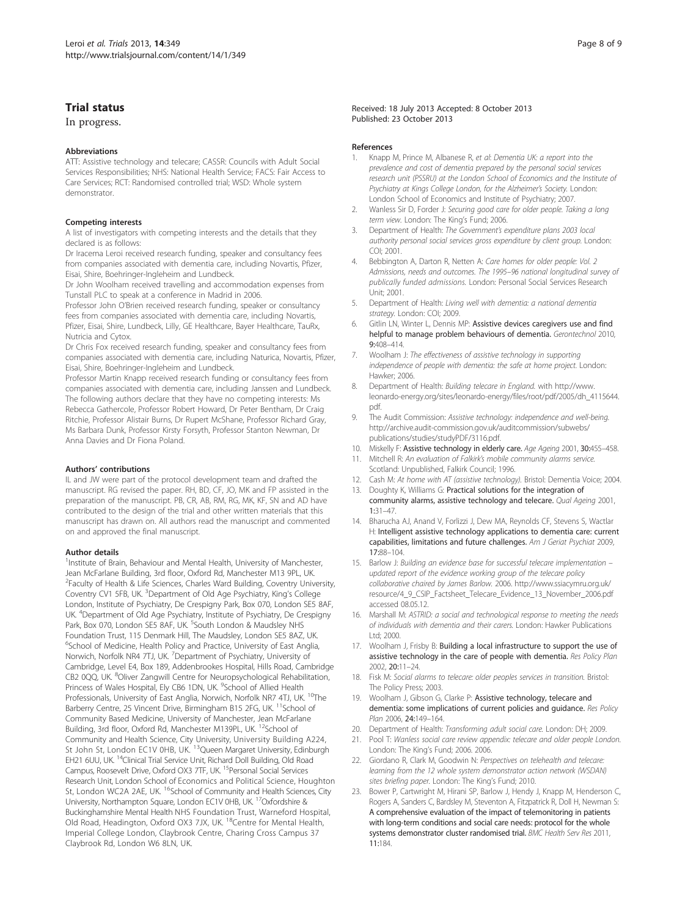## Trial status

In progress.

### Abbreviations

ATT: Assistive technology and telecare; CASSR: Councils with Adult Social Services Responsibilities; NHS: National Health Service; FACS: Fair Access to Care Services; RCT: Randomised controlled trial; WSD: Whole system demonstrator.

### Competing interests

A list of investigators with competing interests and the details that they declared is as follows:

Dr Iracema Leroi received research funding, speaker and consultancy fees from companies associated with dementia care, including Novartis, Pfizer, Eisai, Shire, Boehringer-Ingleheim and Lundbeck.

Dr John Woolham received travelling and accommodation expenses from Tunstall PLC to speak at a conference in Madrid in 2006.

Professor John O'Brien received research funding, speaker or consultancy fees from companies associated with dementia care, including Novartis, Pfizer, Eisai, Shire, Lundbeck, Lilly, GE Healthcare, Bayer Healthcare, TauRx, Nutricia and Cytox.

Dr Chris Fox received research funding, speaker and consultancy fees from companies associated with dementia care, including Naturica, Novartis, Pfizer, Eisai, Shire, Boehringer-Ingleheim and Lundbeck.

Professor Martin Knapp received research funding or consultancy fees from companies associated with dementia care, including Janssen and Lundbeck.

The following authors declare that they have no competing interests: Ms Rebecca Gathercole, Professor Robert Howard, Dr Peter Bentham, Dr Craig Ritchie, Professor Alistair Burns, Dr Rupert McShane, Professor Richard Gray, Ms Barbara Dunk, Professor Kirsty Forsyth, Professor Stanton Newman, Dr Anna Davies and Dr Fiona Poland.

### Authors' contributions

IL and JW were part of the protocol development team and drafted the manuscript. RG revised the paper. RH, BD, CF, JO, MK and FP assisted in the preparation of the manuscript. PB, CR, AB, RM, RG, MK, KF, SN and AD have contributed to the design of the trial and other written materials that this manuscript has drawn on. All authors read the manuscript and commented on and approved the final manuscript.

### Author details

[1]Institute of Brain, Behaviour and Mental Health, University of Manchester, Jean McFarlane Building, 3rd floor, Oxford Rd, Manchester M13 9PL, UK. [2]Faculty of Health & Life Sciences, Charles Ward Building, Coventry University, Coventry CV1 5FB, UK. [3]Department of Old Age Psychiatry, King's College London, Institute of Psychiatry, De Crespigny Park, Box 070, London SE5 8AF, UK. [4]Department of Old Age Psychiatry, Institute of Psychiatry, De Crespigny Park, Box 070, London SE5 8AF, UK. [5]South London & Maudsley NHS Foundation Trust, 115 Denmark Hill, The Maudsley, London SE5 8AZ, UK. [6]School of Medicine, Health Policy and Practice, University of East Anglia, Norwich, Norfolk NR4 7TJ, UK. [7]Department of Psychiatry, University of Cambridge, Level E4, Box 189, Addenbrookes Hospital, Hills Road, Cambridge CB2 0QQ, UK. [8]Oliver Zangwill Centre for Neuropsychological Rehabilitation, Princess of Wales Hospital, Ely CB6 1DN, UK. [9]School of Allied Health Professionals, University of East Anglia, Norwich, Norfolk NR7 4TJ, UK. [10]The Barberry Centre, 25 Vincent Drive, Birmingham B15 2FG, UK. [11]School of Community Based Medicine, University of Manchester, Jean McFarlane Building, 3rd floor, Oxford Rd, Manchester M139PL, UK. [12]School of Community and Health Science, City University, University Building A224, St John St, London EC1V 0HB, UK. [13]Queen Margaret University, Edinburgh EH21 6UU, UK. [14]Clinical Trial Service Unit, Richard Doll Building, Old Road Campus, Roosevelt Drive, Oxford OX3 7TF, UK. [15]Personal Social Services Research Unit, London School of Economics and Political Science, Houghton St, London WC2A 2AE, UK. [16]School of Community and Health Sciences, City University, Northampton Square, London EC1V 0HB, UK. [17]Oxfordshire & Buckinghamshire Mental Health NHS Foundation Trust, Warneford Hospital, Old Road, Headington, Oxford OX3 7JX, UK. [18]Centre for Mental Health, Imperial College London, Claybrook Centre, Charing Cross Campus 37 Claybrook Rd, London W6 8LN, UK.

Received: 18 July 2013 Accepted: 8 October 2013
Published: 23 October 2013

### References

1. Knapp M, Prince M, Albanese R, *et al*: *Dementia UK: a report into the prevalence and cost of dementia prepared by the personal social services research unit (PSSRU) at the London School of Economics and the Institute of Psychiatry at Kings College London, for the Alzheimer's Society.* London: London School of Economics and Institute of Psychiatry; 2007.
2. Wanless Sir D, Forder J: *Securing good care for older people. Taking a long term view.* London: The King's Fund; 2006.
3. Department of Health: *The Government's expenditure plans 2003 local authority personal social services gross expenditure by client group.* London: COI; 2001.
4. Bebbington A, Darton R, Netten A: *Care homes for older people: Vol. 2 Admissions, needs and outcomes. The 1995–96 national longitudinal survey of publically funded admissions.* London: Personal Social Services Research Unit; 2001.
5. Department of Health: *Living well with dementia: a national dementia strategy.* London: COI; 2009.
6. Gitlin LN, Winter L, Dennis MP: **Assistive devices caregivers use and find helpful to manage problem behaviours of dementia.** *Gerontechnol* 2010, **9:**408–414.
7. Woolham J: *The effectiveness of assistive technology in supporting independence of people with dementia: the safe at home project.* London: Hawker; 2006.
8. Department of Health: *Building telecare in England.* with http://www.leonardo-energy.org/sites/leonardo-energy/files/root/pdf/2005/dh_4115644.pdf.
9. The Audit Commission: *Assistive technology: independence and well-being.* http://archive.audit-commission.gov.uk/auditcommission/subwebs/publications/studies/studyPDF/3116.pdf.
10. Miskelly F: **Assistive technology in elderly care.** *Age Ageing* 2001, **30:**455–458.
11. Mitchell R: *An evaluation of Falkirk's mobile community alarms service.* Scotland: Unpublished, Falkirk Council; 1996.
12. Cash M: *At home with AT (assistive technology).* Bristol: Dementia Voice; 2004.
13. Doughty K, Williams G: **Practical solutions for the integration of community alarms, assistive technology and telecare.** *Qual Ageing* 2001, **1:**31–47.
14. Bharucha AJ, Anand V, Forlizzi J, Dew MA, Reynolds CF, Stevens S, Wactlar H: **Intelligent assistive technology applications to dementia care: current capabilities, limitations and future challenges.** *Am J Geriat Psychiat* 2009, **17:**88–104.
15. Barlow J: *Building an evidence base for successful telecare implementation – updated report of the evidence working group of the telecare policy collaborative chaired by James Barlow.* 2006. http://www.ssiacymru.org.uk/resource/4_9_CSIP_Factsheet_Telecare_Evidence_13_November_2006.pdf accessed 08.05.12.
16. Marshall M: *ASTRID: a social and technological response to meeting the needs of individuals with dementia and their carers.* London: Hawker Publications Ltd; 2000.
17. Woolham J, Frisby B: **Building a local infrastructure to support the use of assistive technology in the care of people with dementia.** *Res Policy Plan* 2002, **20:**11–24.
18. Fisk M: *Social alarms to telecare: older peoples services in transition.* Bristol: The Policy Press; 2003.
19. Woolham J, Gibson G, Clarke P: **Assistive technology, telecare and dementia: some implications of current policies and guidance.** *Res Policy Plan* 2006, **24:**149–164.
20. Department of Health: *Transforming adult social care.* London: DH; 2009.
21. Pool T: *Wanless social care review appendix: telecare and older people London.* London: The King's Fund; 2006. 2006.
22. Giordano R, Clark M, Goodwin N: *Perspectives on telehealth and telecare: learning from the 12 whole system demonstrator action network (WSDAN) sites briefing paper.* London: The King's Fund; 2010.
23. Bower P, Cartwright M, Hirani SP, Barlow J, Hendy J, Knapp M, Henderson C, Rogers A, Sanders C, Bardsley M, Steventon A, Fitzpatrick R, Doll H, Newman S: **A comprehensive evaluation of the impact of telemonitoring in patients with long-term conditions and social care needs: protocol for the whole systems demonstrator cluster randomised trial.** *BMC Health Serv Res* 2011, **11:**184.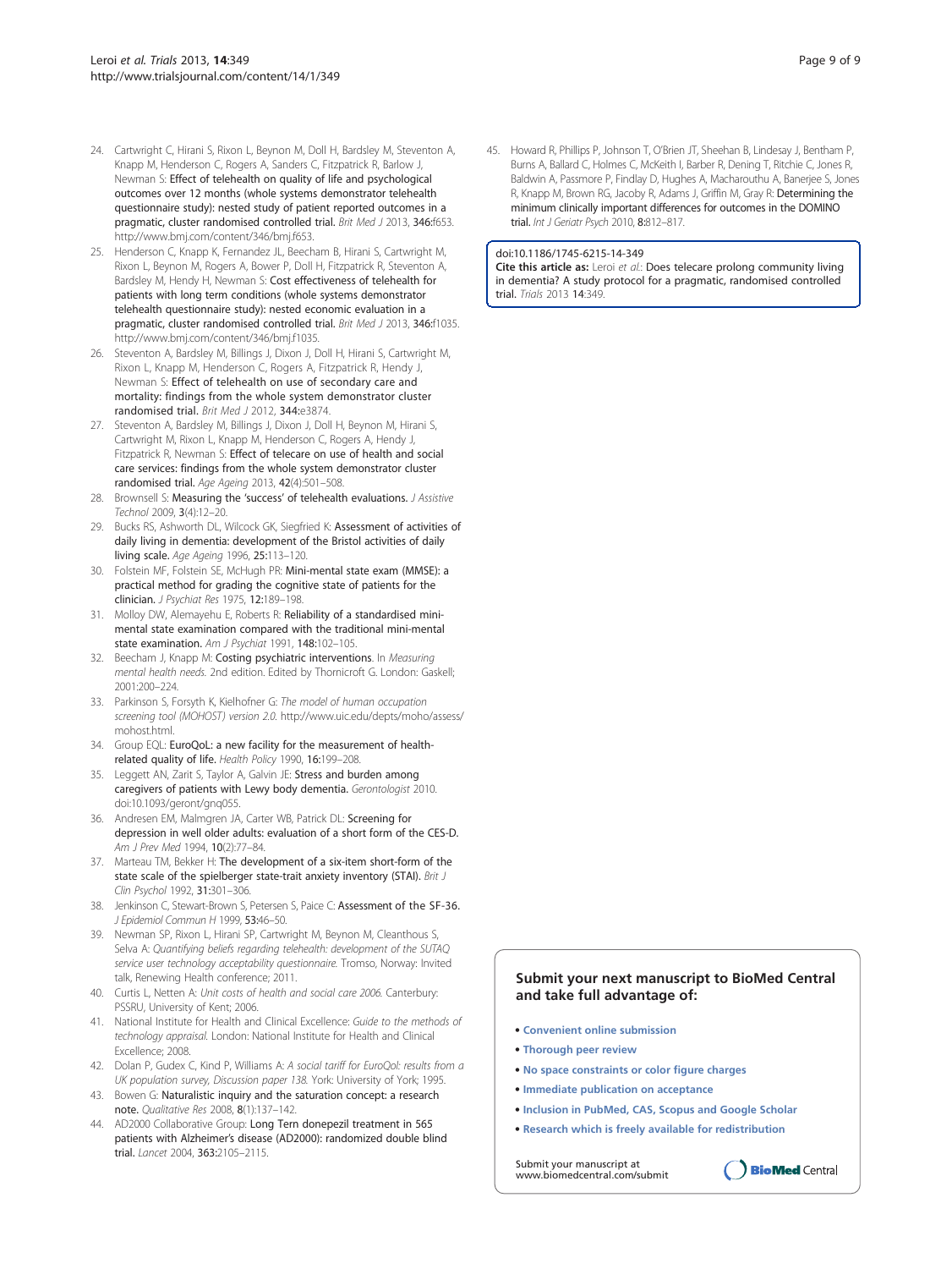24. Cartwright C, Hirani S, Rixon L, Beynon M, Doll H, Bardsley M, Steventon A, Knapp M, Henderson C, Rogers A, Sanders C, Fitzpatrick R, Barlow J, Newman S: **Effect of telehealth on quality of life and psychological outcomes over 12 months (whole systems demonstrator telehealth questionnaire study): nested study of patient reported outcomes in a pragmatic, cluster randomised controlled trial.** *Brit Med J* 2013, **346:**f653. http://www.bmj.com/content/346/bmj.f653.
25. Henderson C, Knapp K, Fernandez JL, Beecham B, Hirani S, Cartwright M, Rixon L, Beynon M, Rogers A, Bower P, Doll H, Fitzpatrick R, Steventon A, Bardsley M, Hendy H, Newman S: **Cost effectiveness of telehealth for patients with long term conditions (whole systems demonstrator telehealth questionnaire study): nested economic evaluation in a pragmatic, cluster randomised controlled trial.** *Brit Med J* 2013, **346:**f1035. http://www.bmj.com/content/346/bmj.f1035.
26. Steventon A, Bardsley M, Billings J, Dixon J, Doll H, Hirani S, Cartwright M, Rixon L, Knapp M, Henderson C, Rogers A, Fitzpatrick R, Hendy J, Newman S: **Effect of telehealth on use of secondary care and mortality: findings from the whole system demonstrator cluster randomised trial.** *Brit Med J* 2012, **344:**e3874.
27. Steventon A, Bardsley M, Billings J, Dixon J, Doll H, Beynon M, Hirani S, Cartwright M, Rixon L, Knapp M, Henderson C, Rogers A, Hendy J, Fitzpatrick R, Newman S: **Effect of telecare on use of health and social care services: findings from the whole system demonstrator cluster randomised trial.** *Age Ageing* 2013, **42**(4):501–508.
28. Brownsell S: **Measuring the 'success' of telehealth evaluations.** *J Assistive Technol* 2009, **3**(4):12–20.
29. Bucks RS, Ashworth DL, Wilcock GK, Siegfried K: **Assessment of activities of daily living in dementia: development of the Bristol activities of daily living scale.** *Age Ageing* 1996, **25:**113–120.
30. Folstein MF, Folstein SE, McHugh PR: **Mini-mental state exam (MMSE): a practical method for grading the cognitive state of patients for the clinician.** *J Psychiat Res* 1975, **12:**189–198.
31. Molloy DW, Alemayehu E, Roberts R: **Reliability of a standardised mini-mental state examination compared with the traditional mini-mental state examination.** *Am J Psychiat* 1991, **148:**102–105.
32. Beecham J, Knapp M: **Costing psychiatric interventions**. In *Measuring mental health needs.* 2nd edition. Edited by Thornicroft G. London: Gaskell; 2001:200–224.
33. Parkinson S, Forsyth K, Kielhofner G: *The model of human occupation screening tool (MOHOST) version 2.0.* http://www.uic.edu/depts/moho/assess/mohost.html.
34. Group EQL: **EuroQoL: a new facility for the measurement of health-related quality of life.** *Health Policy* 1990, **16:**199–208.
35. Leggett AN, Zarit S, Taylor A, Galvin JE: **Stress and burden among caregivers of patients with Lewy body dementia.** *Gerontologist* 2010. doi:10.1093/geront/gnq055.
36. Andresen EM, Malmgren JA, Carter WB, Patrick DL: **Screening for depression in well older adults: evaluation of a short form of the CES-D.** *Am J Prev Med* 1994, **10**(2):77–84.
37. Marteau TM, Bekker H: **The development of a six-item short-form of the state scale of the spielberger state-trait anxiety inventory (STAI).** *Brit J Clin Psychol* 1992, **31:**301–306.
38. Jenkinson C, Stewart-Brown S, Petersen S, Paice C: **Assessment of the SF-36.** *J Epidemiol Commun H* 1999, **53:**46–50.
39. Newman SP, Rixon L, Hirani SP, Cartwright M, Beynon M, Cleanthous S, Selva A: *Quantifying beliefs regarding telehealth: development of the SUTAQ service user technology acceptability questionnaire.* Tromso, Norway: Invited talk, Renewing Health conference; 2011.
40. Curtis L, Netten A: *Unit costs of health and social care 2006.* Canterbury: PSSRU, University of Kent; 2006.
41. National Institute for Health and Clinical Excellence: *Guide to the methods of technology appraisal.* London: National Institute for Health and Clinical Excellence; 2008.
42. Dolan P, Gudex C, Kind P, Williams A: *A social tariff for EuroQol: results from a UK population survey, Discussion paper 138.* York: University of York; 1995.
43. Bowen G: **Naturalistic inquiry and the saturation concept: a research note.** *Qualitative Res* 2008, **8**(1):137–142.
44. AD2000 Collaborative Group: **Long Tern donepezil treatment in 565 patients with Alzheimer's disease (AD2000): randomized double blind trial.** *Lancet* 2004, **363:**2105–2115.
45. Howard R, Phillips P, Johnson T, O'Brien JT, Sheehan B, Lindesay J, Bentham P, Burns A, Ballard C, Holmes C, McKeith I, Barber R, Dening T, Ritchie C, Jones R, Baldwin A, Passmore P, Findlay D, Hughes A, Macharouthu A, Banerjee S, Jones R, Knapp M, Brown RG, Jacoby R, Adams J, Griffin M, Gray R: **Determining the minimum clinically important differences for outcomes in the DOMINO trial.** *Int J Geriatr Psych* 2010, **8:**812–817.

doi:10.1186/1745-6215-14-349

**Cite this article as:** Leroi *et al.*: Does telecare prolong community living in dementia? A study protocol for a pragmatic, randomised controlled trial. *Trials* 2013 **14**:349.

**Submit your next manuscript to BioMed Central and take full advantage of:**

- **Convenient online submission**
- **Thorough peer review**
- **No space constraints or color figure charges**
- **Immediate publication on acceptance**
- **Inclusion in PubMed, CAS, Scopus and Google Scholar**
- **Research which is freely available for redistribution**

Submit your manuscript at www.biomedcentral.com/submit

BioMed Central